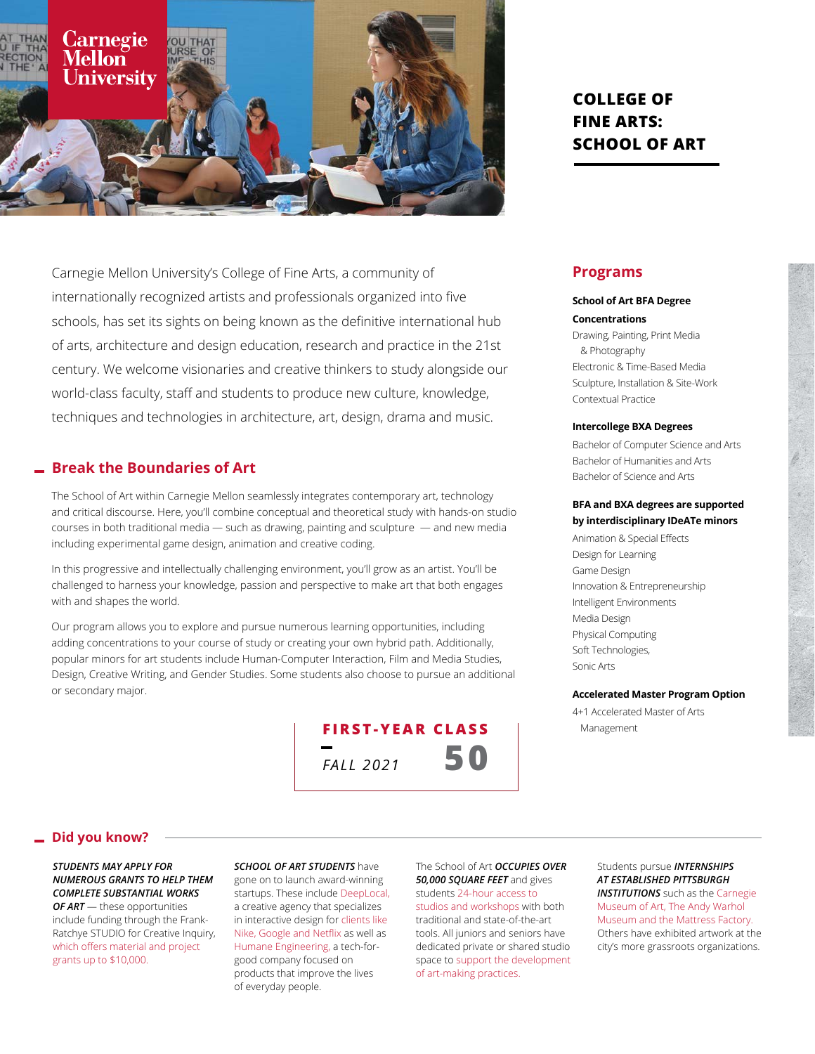Carnegie Mellon University

# COLLEGE OF FINE ARTS: SCHOOL OF ART

Carnegie Mellon University's College of Fine Arts, a community of internationally recognized artists and professionals organized into five schools, has set its sights on being known as the definitive international hub of arts, architecture and design education, research and practice in the 21st century. We welcome visionaries and creative thinkers to study alongside our world-class faculty, staff and students to produce new culture, knowledge, techniques and technologies in architecture, art, design, drama and music.

## Break the Boundaries of Art

The School of Art within Carnegie Mellon seamlessly integrates contemporary art, technology and critical discourse. Here, you'll combine conceptual and theoretical study with hands-on studio courses in both traditional media — such as drawing, painting and sculpture — and new media including experimental game design, animation and creative coding.

In this progressive and intellectually challenging environment, you'll grow as an artist. You'll be challenged to harness your knowledge, passion and perspective to make art that both engages with and shapes the world.

Our program allows you to explore and pursue numerous learning opportunities, including adding concentrations to your course of study or creating your own hybrid path. Additionally, popular minors for art students include Human-Computer Interaction, Film and Media Studies, Design, Creative Writing, and Gender Studies. Some students also choose to pursue an additional or secondary major.

**FIRST-YEAR CLASS**
*FALL 2021* **50**

## Programs

**School of Art BFA Degree Concentrations**

Drawing, Painting, Print Media & Photography
Electronic & Time-Based Media
Sculpture, Installation & Site-Work
Contextual Practice

**Intercollege BXA Degrees**

Bachelor of Computer Science and Arts
Bachelor of Humanities and Arts
Bachelor of Science and Arts

**BFA and BXA degrees are supported by interdisciplinary IDeATe minors**

Animation & Special Effects
Design for Learning
Game Design
Innovation & Entrepreneurship
Intelligent Environments
Media Design
Physical Computing
Soft Technologies,
Sonic Arts

**Accelerated Master Program Option**

4+1 Accelerated Master of Arts Management

## Did you know?

***STUDENTS MAY APPLY FOR NUMEROUS GRANTS TO HELP THEM COMPLETE SUBSTANTIAL WORKS OF ART*** — these opportunities include funding through the Frank-Ratchye STUDIO for Creative Inquiry, which offers material and project grants up to $10,000.

***SCHOOL OF ART STUDENTS*** have gone on to launch award-winning startups. These include DeepLocal, a creative agency that specializes in interactive design for clients like Nike, Google and Netflix as well as Humane Engineering, a tech-for-good company focused on products that improve the lives of everyday people.

The School of Art ***OCCUPIES OVER 50,000 SQUARE FEET*** and gives students 24-hour access to studios and workshops with both traditional and state-of-the-art tools. All juniors and seniors have dedicated private or shared studio space to support the development of art-making practices.

Students pursue ***INTERNSHIPS AT ESTABLISHED PITTSBURGH INSTITUTIONS*** such as the Carnegie Museum of Art, The Andy Warhol Museum and the Mattress Factory. Others have exhibited artwork at the city's more grassroots organizations.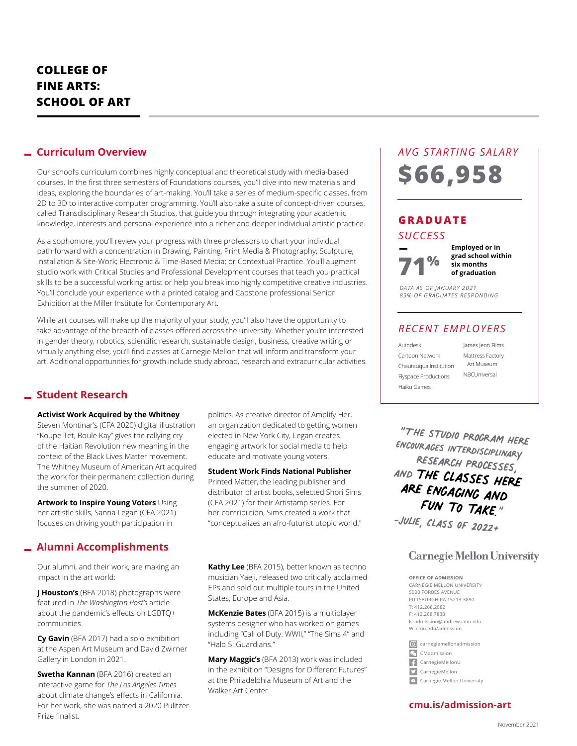# COLLEGE OF FINE ARTS: SCHOOL OF ART

## Curriculum Overview

Our school's curriculum combines highly conceptual and theoretical study with media-based courses. In the first three semesters of Foundations courses, you'll dive into new materials and ideas, exploring the boundaries of art-making. You'll take a series of medium-specific classes, from 2D to 3D to interactive computer programming. You'll also take a suite of concept-driven courses, called Transdisciplinary Research Studios, that guide you through integrating your academic knowledge, interests and personal experience into a richer and deeper individual artistic practice.

As a sophomore, you'll review your progress with three professors to chart your individual path forward with a concentration in Drawing, Painting, Print Media & Photography; Sculpture, Installation & Site-Work; Electronic & Time-Based Media; or Contextual Practice. You'll augment studio work with Critical Studies and Professional Development courses that teach you practical skills to be a successful working artist or help you break into highly competitive creative industries. You'll conclude your experience with a printed catalog and Capstone professional Senior Exhibition at the Miller Institute for Contemporary Art.

While art courses will make up the majority of your study, you'll also have the opportunity to take advantage of the breadth of classes offered across the university. Whether you're interested in gender theory, robotics, scientific research, sustainable design, business, creative writing or virtually anything else, you'll find classes at Carnegie Mellon that will inform and transform your art. Additional opportunities for growth include study abroad, research and extracurricular activities.

## Student Research

**Activist Work Acquired by the Whitney**
Steven Montinar's (CFA 2020) digital illustration "Koupe Tet, Boule Kay" gives the rallying cry of the Haitian Revolution new meaning in the context of the Black Lives Matter movement. The Whitney Museum of American Art acquired the work for their permanent collection during the summer of 2020.

**Artwork to Inspire Young Voters** Using her artistic skills, Sanna Legan (CFA 2021) focuses on driving youth participation in politics. As creative director of Amplify Her, an organization dedicated to getting women elected in New York City, Legan creates engaging artwork for social media to help educate and motivate young voters.

**Student Work Finds National Publisher**
Printed Matter, the leading publisher and distributor of artist books, selected Shori Sims (CFA 2021) for their Artistamp series. For her contribution, Sims created a work that "conceptualizes an afro-futurist utopic world."

## Alumni Accomplishments

Our alumni, and their work, are making an impact in the art world:

**J Houston's** (BFA 2018) photographs were featured in *The Washington Post's* article about the pandemic's effects on LGBTQ+ communities.

**Cy Gavin** (BFA 2017) had a solo exhibition at the Aspen Art Museum and David Zwirner Gallery in London in 2021.

**Swetha Kannan** (BFA 2016) created an interactive game for *The Los Angeles Times* about climate change's effects in California. For her work, she was named a 2020 Pulitzer Prize finalist.

**Kathy Lee** (BFA 2015), better known as techno musician Yaeji, released two critically acclaimed EPs and sold out multiple tours in the United States, Europe and Asia.

**McKenzie Bates** (BFA 2015) is a multiplayer systems designer who has worked on games including "Call of Duty: WWII," "The Sims 4" and "Halo 5: Guardians."

**Mary Maggic's** (BFA 2013) work was included in the exhibition "Designs for Different Futures" at the Philadelphia Museum of Art and the Walker Art Center.

*AVG STARTING SALARY*

**$66,958**

**GRADUATE** *SUCCESS*

**71%** **Employed or in grad school within six months of graduation**

*DATA AS OF JANUARY 2021*
*83% OF GRADUATES RESPONDING*

*RECENT EMPLOYERS*

- Autodesk
- Cartoon Network
- Chautauqua Institution
- Flyspace Productions
- Haiku Games
- James Jeon Films
- Mattress Factory Art Museum
- NBCUniversal

"THE STUDIO PROGRAM HERE ENCOURAGES INTERDISCIPLINARY RESEARCH PROCESSES, AND THE CLASSES HERE ARE ENGAGING AND FUN TO TAKE."
-JULIE, CLASS OF 2022+

**Carnegie Mellon University**

**OFFICE OF ADMISSION**
CARNEGIE MELLON UNIVERSITY
5000 FORBES AVENUE
PITTSBURGH PA 15213-3890
T: 412.268.2082
F: 412.268.7838
E: admission@andrew.cmu.edu
W: cmu.edu/admission

carnegiemellonadmission
CMadmission
CarnegieMellonU
CarnegieMellon
Carnegie Mellon University

**cmu.is/admission-art**

November 2021